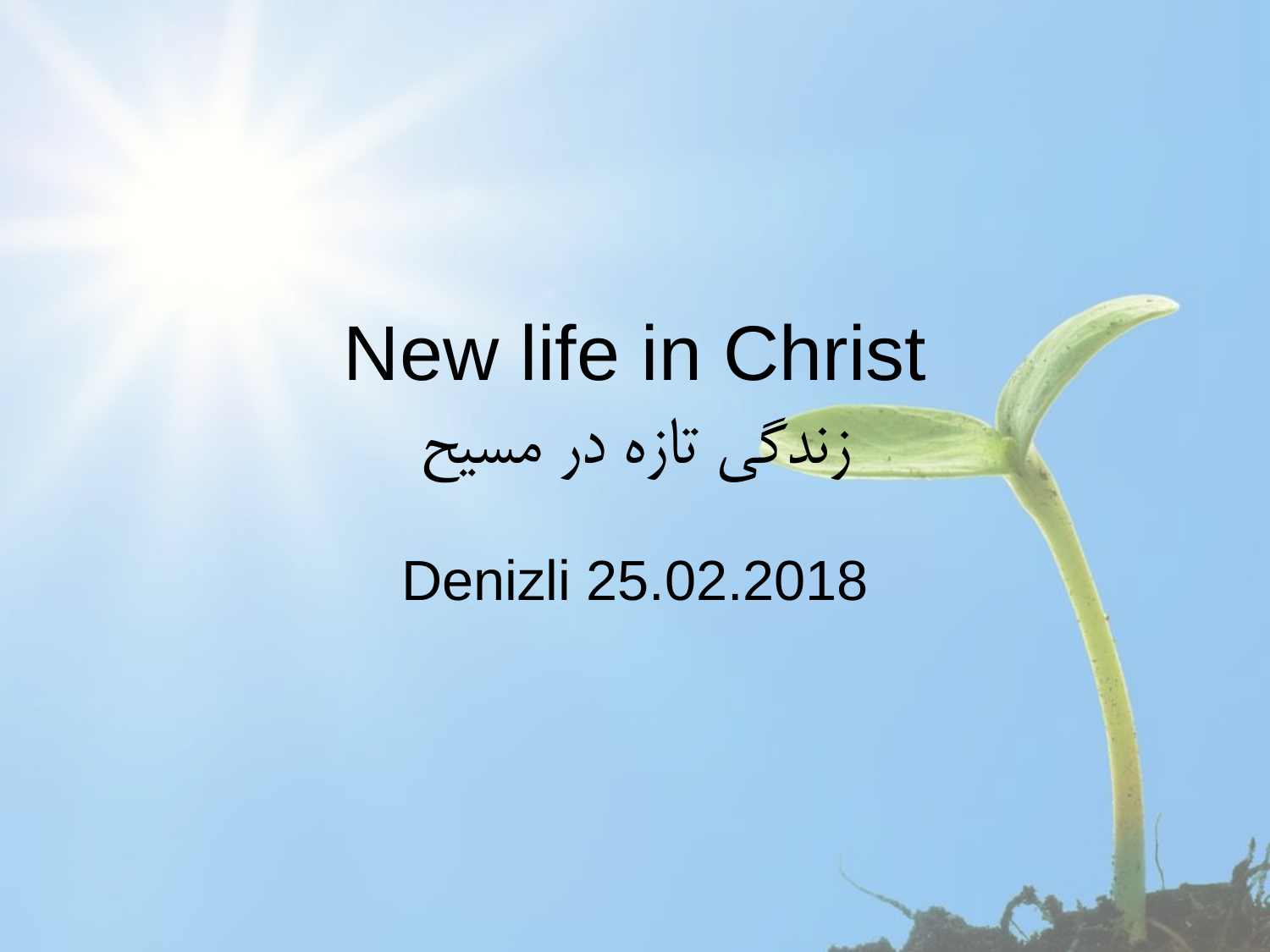# New life in Christ

## زندگی تازه در مسیح

Denizli 25.02.2018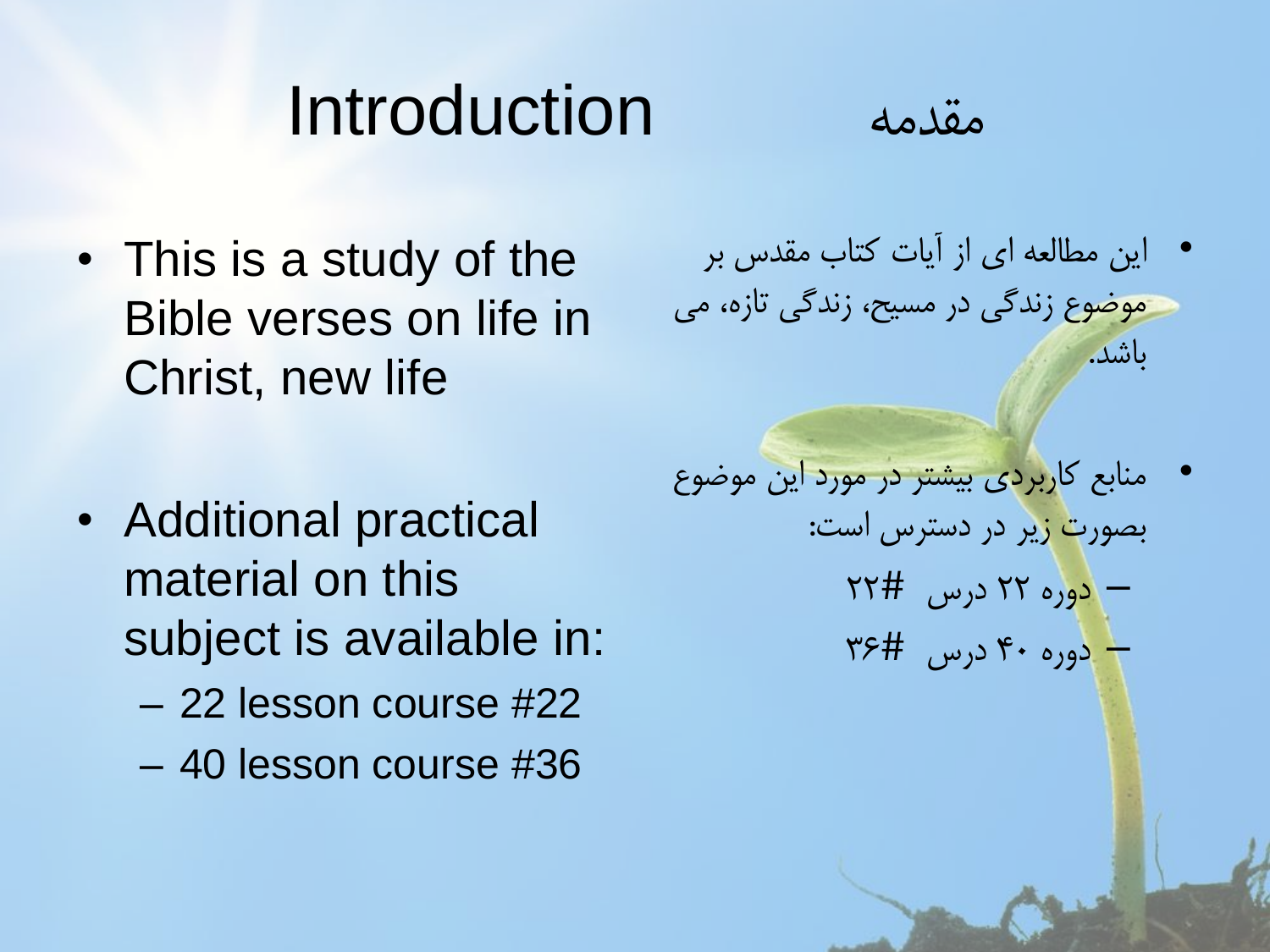# Introduction

# مقدمه

- This is a study of the Bible verses on life in Christ, new life
- Additional practical material on this subject is available in:
  - 22 lesson course #22
  - 40 lesson course #36

- این مطالعه ای از آیات کتاب مقدس بر موضوع زندگی در مسیح، زندگی تازه، می باشد.
- منابع کاربردی بیشتر در مورد این موضوع بصورت زیر در دسترس است:
  - دوره ۲۲ درس #۲۲
  - دوره ۴۰ درس #۳۶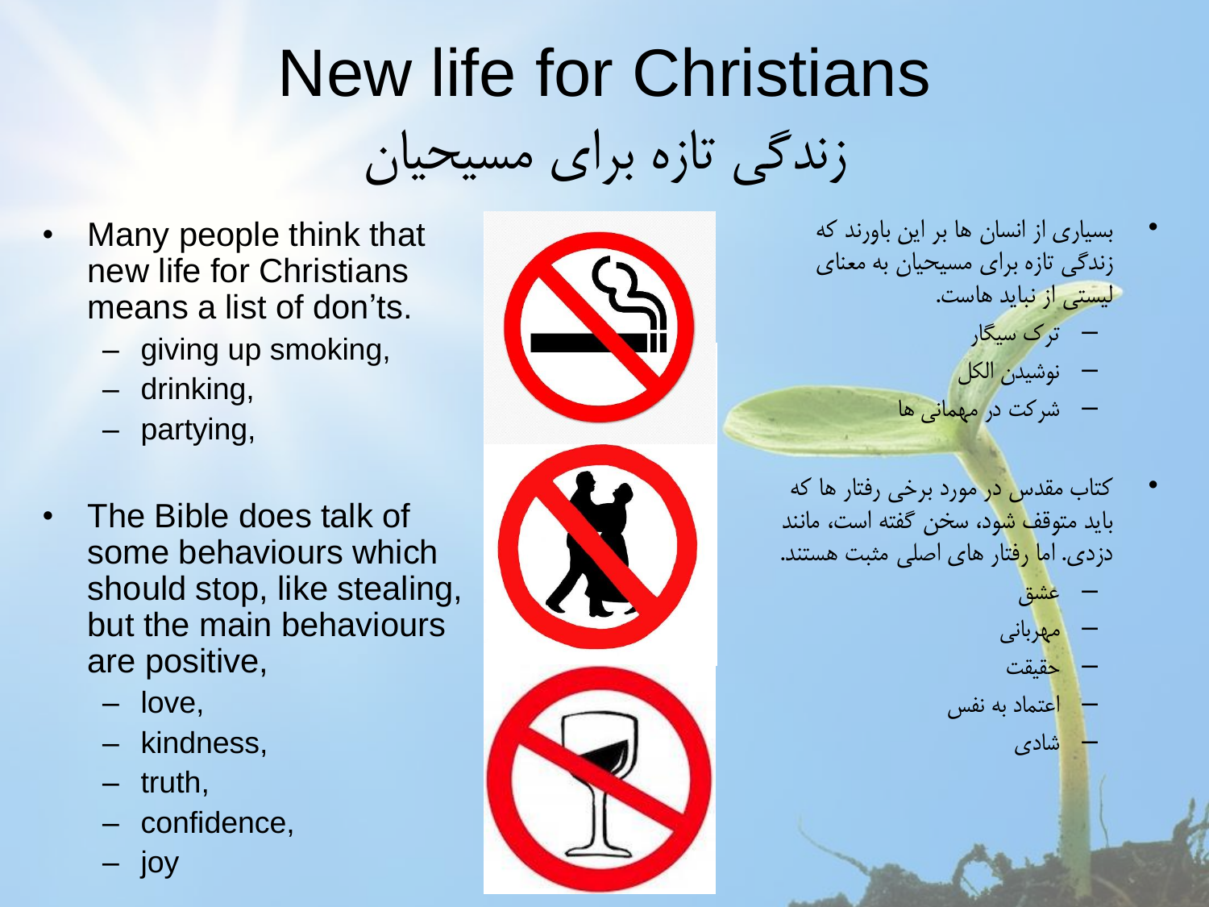# New life for Christians

# زندگی تازه برای مسیحیان

- Many people think that new life for Christians means a list of don'ts.
  - giving up smoking,
  - drinking,
  - partying,

- The Bible does talk of some behaviours which should stop, like stealing, but the main behaviours are positive,
  - love,
  - kindness,
  - truth,
  - confidence,
  - joy

- بسیاری از انسان ها بر این باورند که زندگی تازه برای مسیحیان به معنای لیستی از نباید هاست.
  - ترک سیگار
  - نوشیدن الکل
  - شرکت در مهمانی ها

- کتاب مقدس در مورد برخی رفتار ها که باید متوقف شود، سخن گفته است، مانند دزدی. اما رفتار های اصلی مثبت هستند.
  - عشق
  - مهربانی
  - حقیقت
  - اعتماد به نفس
  - شادی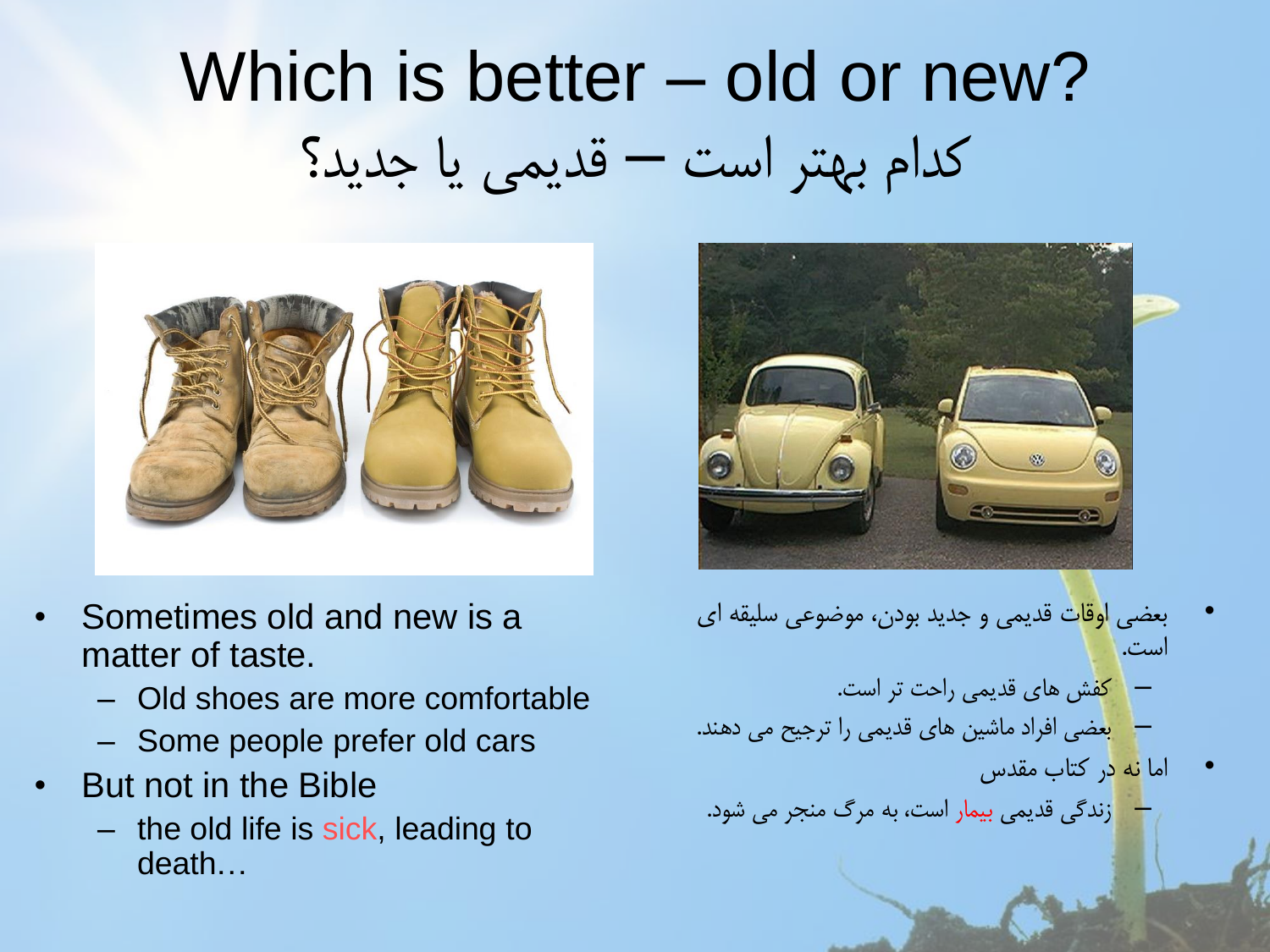# Which is better – old or new?

# کدام بهتر است – قدیمی یا جدید؟

- Sometimes old and new is a matter of taste.
  - Old shoes are more comfortable
  - Some people prefer old cars
- But not in the Bible
  - the old life is sick, leading to death…

- بعضی اوقات قدیمی و جدید بودن، موضوعی سلیقه ای است.
  - کفش های قدیمی راحت تر است.
  - بعضی افراد ماشین های قدیمی را ترجیح می دهند.
- اما نه در کتاب مقدس
  - زندگی قدیمی بیمار است، به مرگ منجر می شود.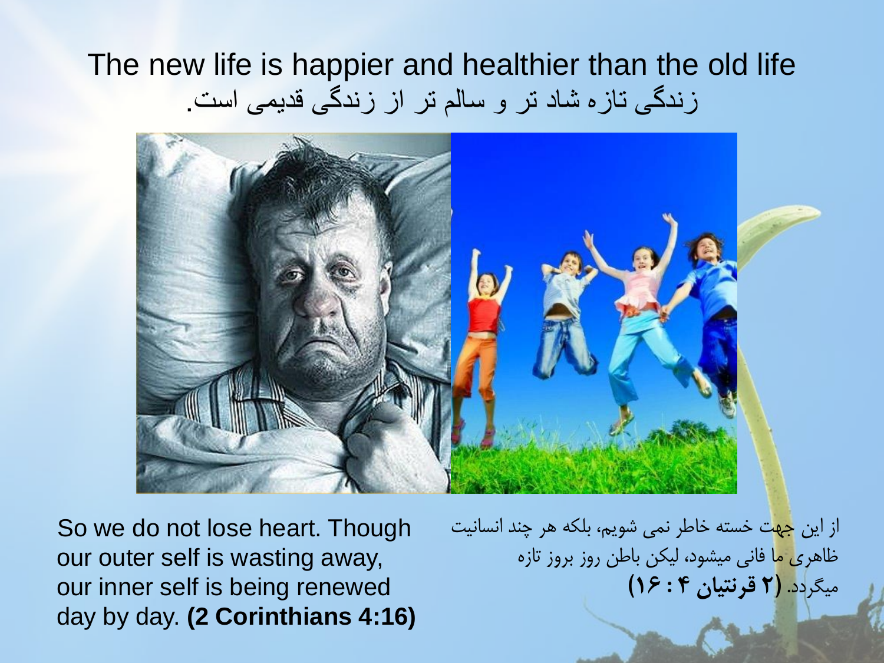# The new life is happier and healthier than the old life

زندگی تازه شاد تر و سالم تر از زندگی قدیمی است.

So we do not lose heart. Though our outer self is wasting away, our inner self is being renewed day by day. **(2 Corinthians 4:16)**

از این جهت خسته خاطر نمی شویم، بلکه هر چند انسانیت ظاهری ما فانی میشود، لیکن باطن روز بروز تازه میگردد. **(۲ قرنتیان ۴ : ۱۶)**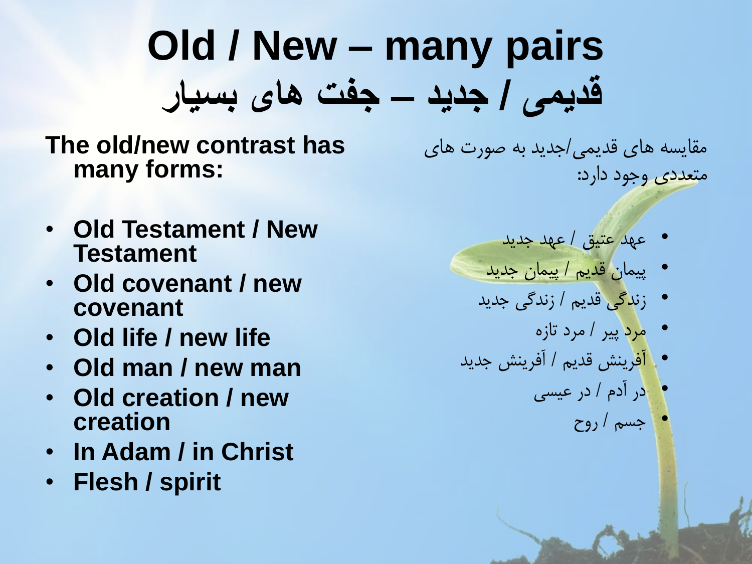# Old / New – many pairs
# قدیمی / جدید – جفت های بسیار

**The old/new contrast has many forms:**

- **Old Testament / New Testament**
- **Old covenant / new covenant**
- **Old life / new life**
- **Old man / new man**
- **Old creation / new creation**
- **In Adam / in Christ**
- **Flesh / spirit**

مقایسه های قدیمی/جدید به صورت های متعددی وجود دارد:

- عهد عتیق / عهد جدید
- پیمان قدیم / پیمان جدید
- زندگی قدیم / زندگی جدید
- مرد پیر / مرد تازه
- آفرینش قدیم / آفرینش جدید
- در آدم / در عیسی
- جسم / روح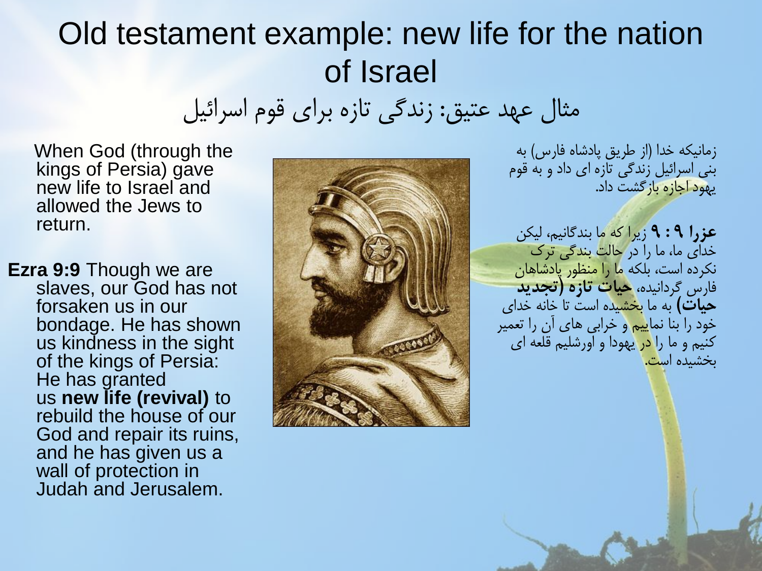# Old testament example: new life for the nation of Israel

# مثال عهد عتیق: زندگی تازه برای قوم اسرائیل

When God (through the kings of Persia) gave new life to Israel and allowed the Jews to return.

**Ezra 9:9** Though we are slaves, our God has not forsaken us in our bondage. He has shown us kindness in the sight of the kings of Persia: He has granted us **new life (revival)** to rebuild the house of our God and repair its ruins, and he has given us a wall of protection in Judah and Jerusalem.

زمانیکه خدا (از طریق پادشاه فارس) به بنی اسرائیل زندگی تازه ای داد و به قوم یهود اجازه بازگشت داد.

**عزرا ۹ : ۹** زیرا که ما بندگانیم، لیکن خدای ما، ما را در حالت بندگی ترک نکرده است، بلکه ما را منظور پادشاهان فارس گردانیده، **حیات تازه (تجدید حیات)** به ما بخشیده است تا خانه خدای خود را بنا نماییم و خرابی های آن را تعمیر کنیم و ما را در یهودا و اورشلیم قلعه ای بخشیده است.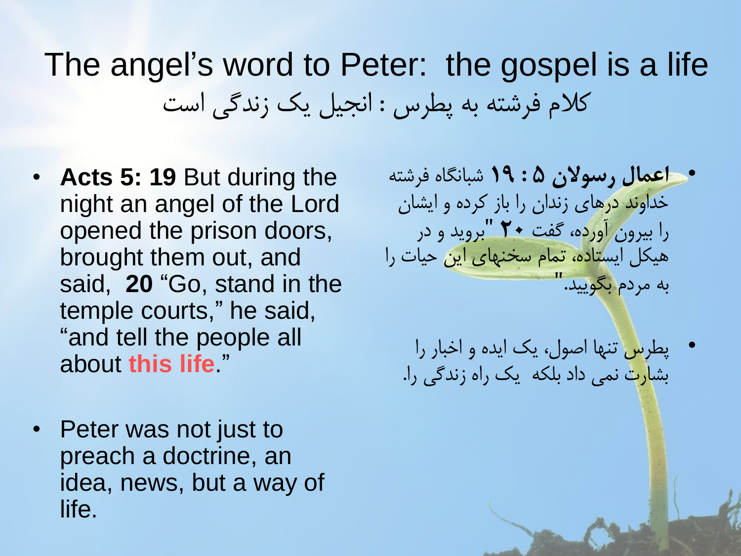# The angel's word to Peter: the gospel is a life

# کلام فرشته به پطرس : انجیل یک زندگی است

- **Acts 5: 19** But during the night an angel of the Lord opened the prison doors, brought them out, and said, **20** "Go, stand in the temple courts," he said, "and tell the people all about **this life**."

- Peter was not just to preach a doctrine, an idea, news, but a way of life.

- **اعمال رسولان ۵ : ۱۹** شبانگاه فرشته خداوند درهای زندان را باز کرده و ایشان را بیرون آورده، گفت **۲۰** "بروید و در هیکل ایستاده، تمام سخنهای این حیات را به مردم بگویید."

- پطرس تنها اصول، یک ایده و اخبار را بشارت نمی داد بلکه یک راه زندگی را.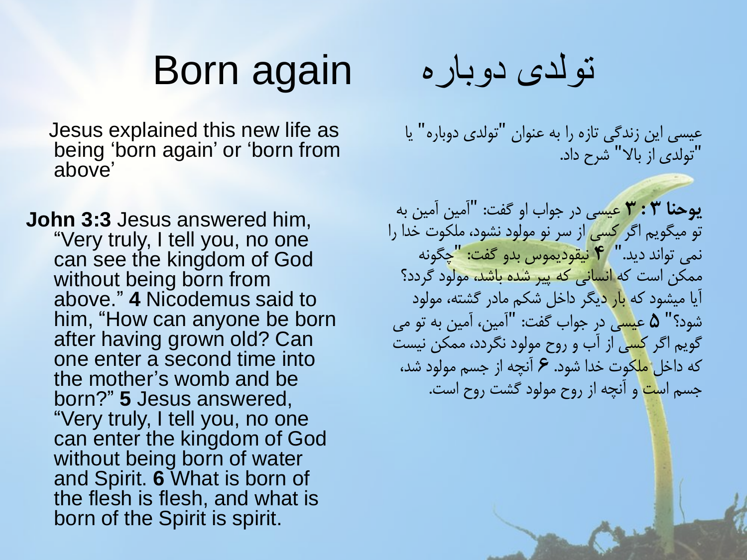# Born again

# تولدی دوباره

Jesus explained this new life as being ‘born again’ or ‘born from above’

**John 3:3** Jesus answered him, “Very truly, I tell you, no one can see the kingdom of God without being born from above.” **4** Nicodemus said to him, “How can anyone be born after having grown old? Can one enter a second time into the mother’s womb and be born?” **5** Jesus answered, “Very truly, I tell you, no one can enter the kingdom of God without being born of water and Spirit. **6** What is born of the flesh is flesh, and what is born of the Spirit is spirit.

عیسی این زندگی تازه را به عنوان "تولدی دوباره" یا "تولدی از بالا" شرح داد.

**یوحنا ۳ : ۳** عیسی در جواب او گفت: "آمین آمین به تو میگویم اگر کسی از سر نو مولود نشود، ملکوت خدا را نمی تواند دید." **۴** نیقودیموس بدو گفت: "چگونه ممکن است که انسانی که پیر شده باشد، مولود گردد؟ آیا میشود که بار دیگر داخل شکم مادر گشته، مولود شود؟" **۵** عیسی در جواب گفت: "آمین، آمین به تو می گویم اگر کسی از آب و روح مولود نگردد، ممکن نیست که داخل ملکوت خدا شود. **۶** آنچه از جسم مولود شد، جسم است و آنچه از روح مولود گشت روح است.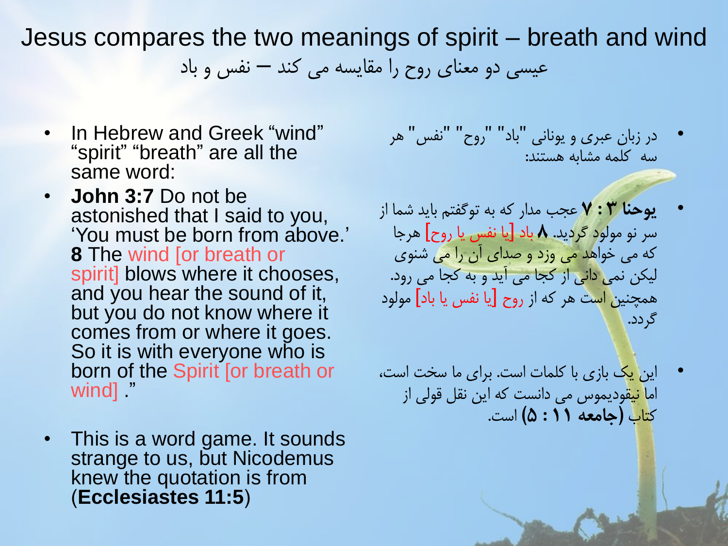# Jesus compares the two meanings of spirit – breath and wind

# عیسی دو معنای روح را مقایسه می کند – نفس و باد

- In Hebrew and Greek “wind” “spirit” “breath” are all the same word:
- **John 3:7** Do not be astonished that I said to you, ‘You must be born from above.’ **8** The wind [or breath or spirit] blows where it chooses, and you hear the sound of it, but you do not know where it comes from or where it goes. So it is with everyone who is born of the Spirit [or breath or wind] .”
- This is a word game. It sounds strange to us, but Nicodemus knew the quotation is from (**Ecclesiastes 11:5**)

- در زبان عبری و یونانی "باد" "روح" "نفس" هر سه کلمه مشابه هستند:
- **یوحنا ۳ : ۷** عجب مدار که به توگفتم باید شما از سر نو مولود گردید. **۸** باد [یا نفس یا روح] هرجا که می خواهد می وزد و صدای آن را می شنوی لیکن نمی دانی از کجا می آید و به کجا می رود. همچنین است هر که از روح [یا نفس یا باد] مولود گردد.
- این یک بازی با کلمات است. برای ما سخت است، اما نیقودیموس می دانست که این نقل قولی از کتاب (**جامعه ۱۱ : ۵**) است.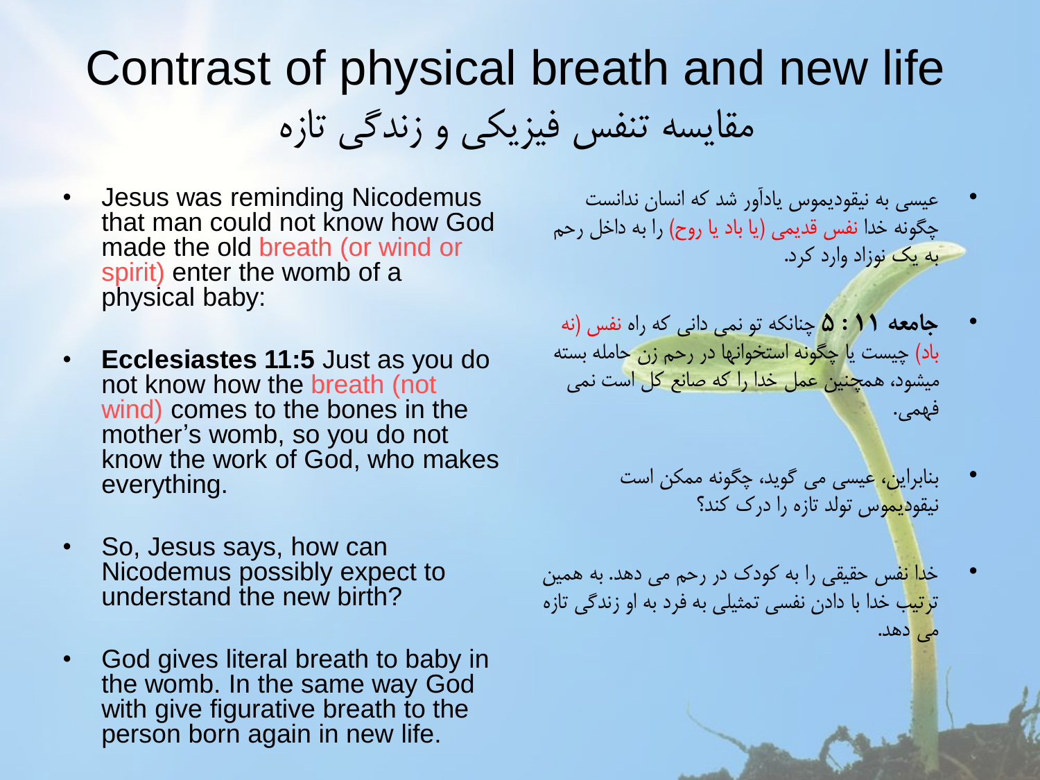# Contrast of physical breath and new life

## مقایسه تنفس فیزیکی و زندگی تازه

- Jesus was reminding Nicodemus that man could not know how God made the old breath (or wind or spirit) enter the womb of a physical baby:
- **Ecclesiastes 11:5** Just as you do not know how the breath (not wind) comes to the bones in the mother's womb, so you do not know the work of God, who makes everything.
- So, Jesus says, how can Nicodemus possibly expect to understand the new birth?
- God gives literal breath to baby in the womb. In the same way God with give figurative breath to the person born again in new life.

- عیسی به نیقودیموس یادآور شد که انسان ندانست چگونه خدا نفس قدیمی (یا باد یا روح) را به داخل رحم به یک نوزاد وارد کرد.
- **جامعه ۱۱ : ۵** چنانکه تو نمی دانی که راه نفس (نه باد) چیست یا چگونه استخوانها در رحم زن حامله بسته میشود، همچنین عمل خدا را که صانع کل است نمی فهمی.
- بنابراین، عیسی می گوید، چگونه ممکن است نیقودیموس تولد تازه را درک کند؟
- خدا نفس حقیقی را به کودک در رحم می دهد. به همین ترتیب خدا با دادن نفسی تمثیلی به فرد به او زندگی تازه می دهد.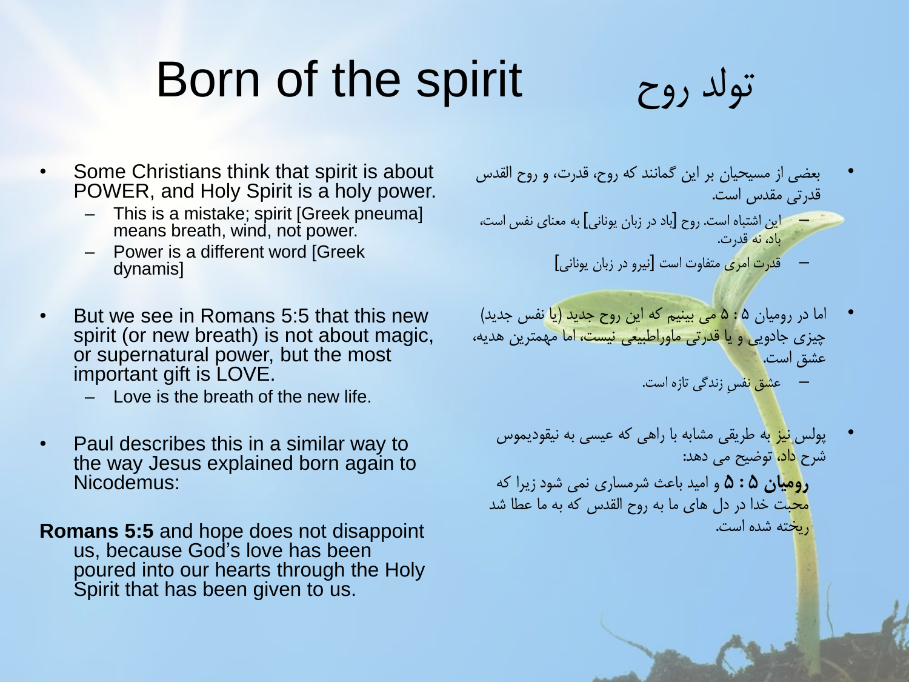# Born of the spirit

# تولد روح

- Some Christians think that spirit is about POWER, and Holy Spirit is a holy power.
  - This is a mistake; spirit [Greek pneuma] means breath, wind, not power.
  - Power is a different word [Greek dynamis]

- But we see in Romans 5:5 that this new spirit (or new breath) is not about magic, or supernatural power, but the most important gift is LOVE.
  - Love is the breath of the new life.

- Paul describes this in a similar way to the way Jesus explained born again to Nicodemus:

**Romans 5:5** and hope does not disappoint us, because God's love has been poured into our hearts through the Holy Spirit that has been given to us.

- بعضی از مسیحیان بر این گمانند که روح، قدرت، و روح القدس قدرتی مقدس است.
  - این اشتباه است. روح [باد در زبان یونانی] به معنای نفس است، باد، نه قدرت.
  - قدرت امری متفاوت است [نیرو در زبان یونانی]

- اما در رومیان ۵ : ۵ می بینیم که این روح جدید (یا نفس جدید) چیزی جادویی و یا قدرتی ماوراطبیعی نیست، اما مهمترین هدیه، عشق است.
  - عشق نفسِ زندگی تازه است.

- پولس نیز به طریقی مشابه با راهی که عیسی به نیقودیموس شرح داد، توضیح می دهد:

**رومیان ۵ : ۵** و امید باعث شرمساری نمی شود زیرا که محبت خدا در دل های ما به روح القدس که به ما عطا شد ریخته شده است.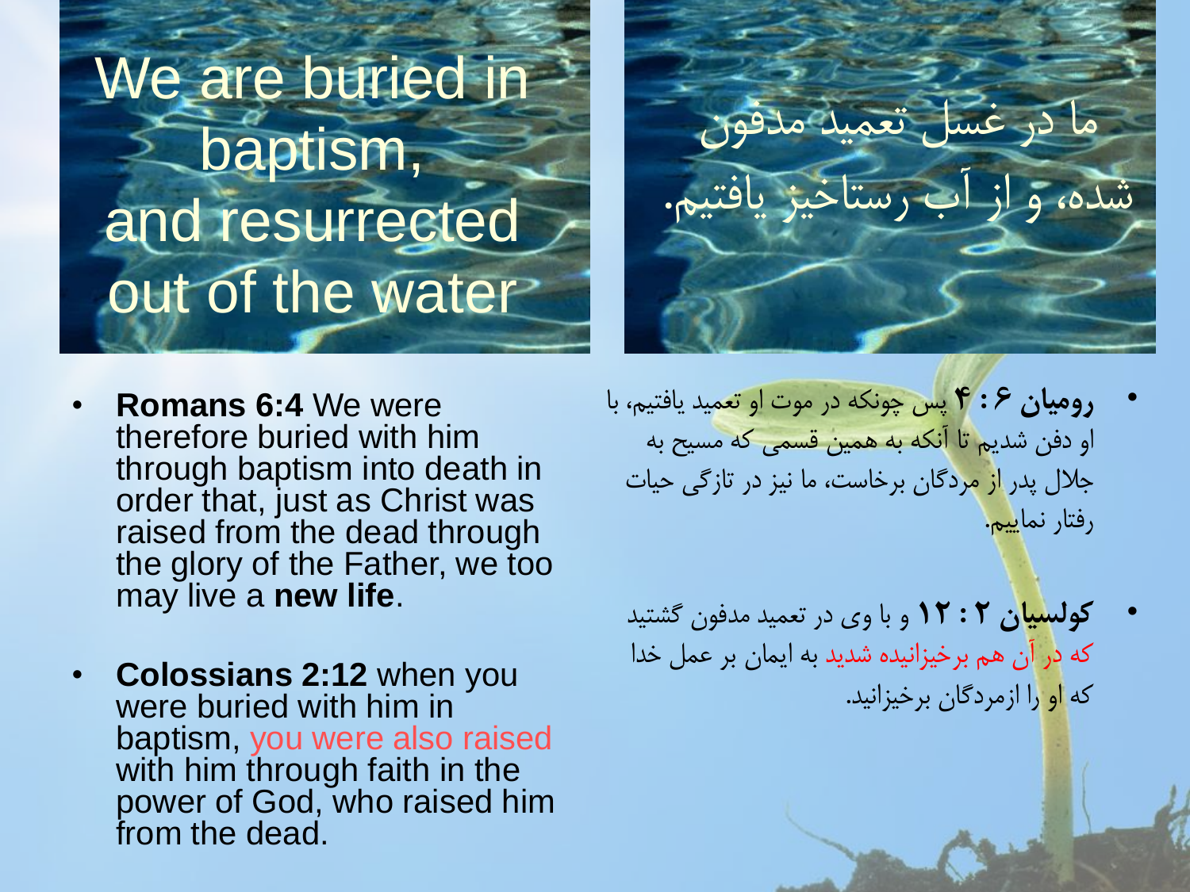# We are buried in baptism, and resurrected out of the water

# ما در غسل تعمید مدفون شده، و از آب رستاخیز یافتیم.

- **Romans 6:4** We were therefore buried with him through baptism into death in order that, just as Christ was raised from the dead through the glory of the Father, we too may live a **new life**.

- **Colossians 2:12** when you were buried with him in baptism, you were also raised with him through faith in the power of God, who raised him from the dead.

- **رومیان ۶ : ۴** پس چونکه در موت او تعمید یافتیم، با او دفن شدیم تا آنکه به همین قسمی که مسیح به جلال پدر از مردگان برخاست، ما نیز در تازگی حیات رفتار نماییم.

- **کولسیان ۲ : ۱۲** و با وی در تعمید مدفون گشتید که در آن هم برخیزانیده شدید به ایمان بر عمل خدا که او را ازمردگان برخیزانید.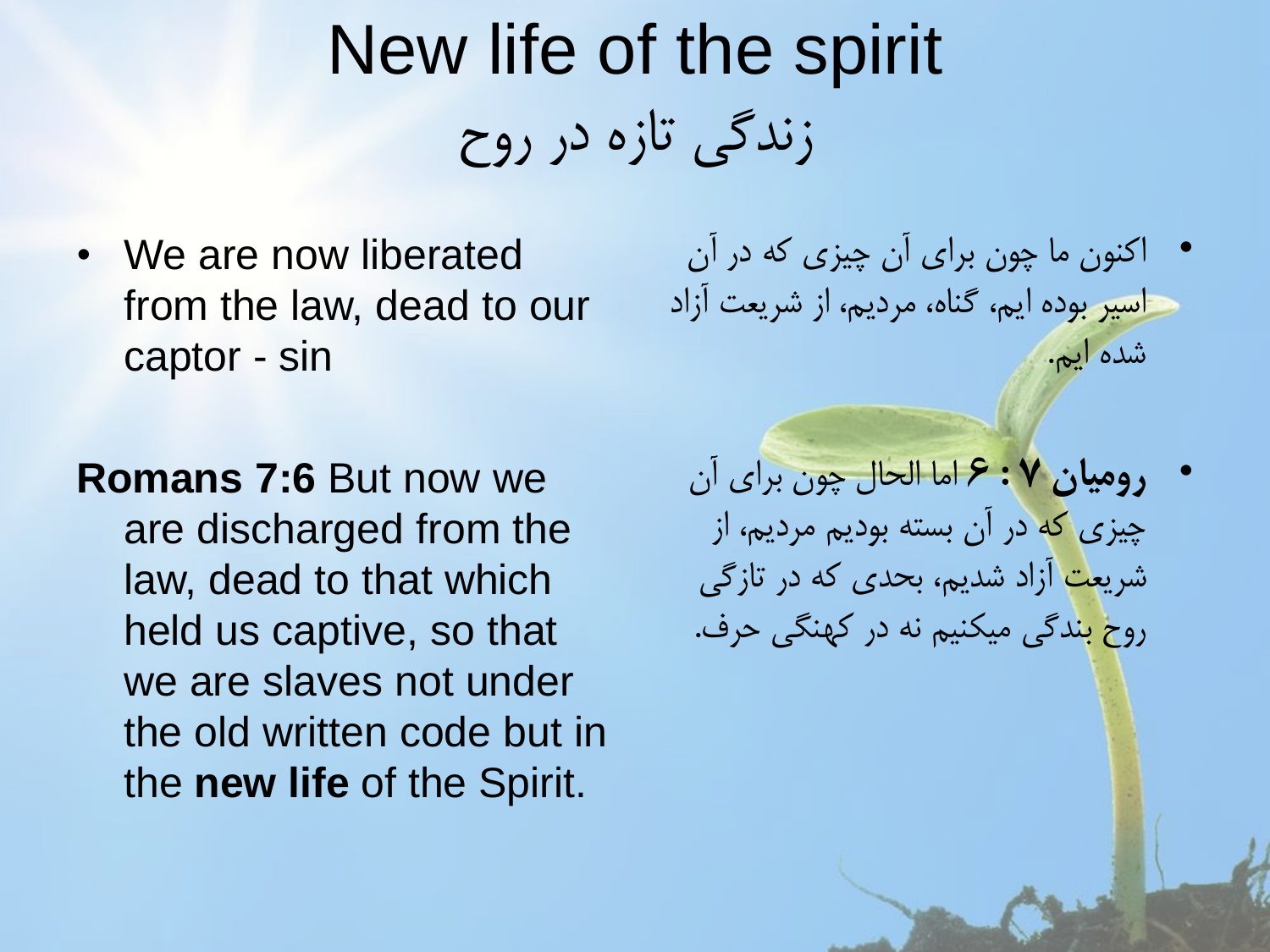# New life of the spirit
# زندگی تازه در روح

- We are now liberated from the law, dead to our captor - sin

**Romans 7:6** But now we are discharged from the law, dead to that which held us captive, so that we are slaves not under the old written code but in the **new life** of the Spirit.

- اکنون ما چون برای آن چیزی که در آن اسیر بوده ایم، گناه، مردیم، از شریعت آزاد شده ایم.

- **رومیان ۷ : ۶** اما الحال چون برای آن چیزی که در آن بسته بودیم مردیم، از شریعت آزاد شدیم، بحدی که در تازگی روح بندگی میکنیم نه در کهنگی حرف.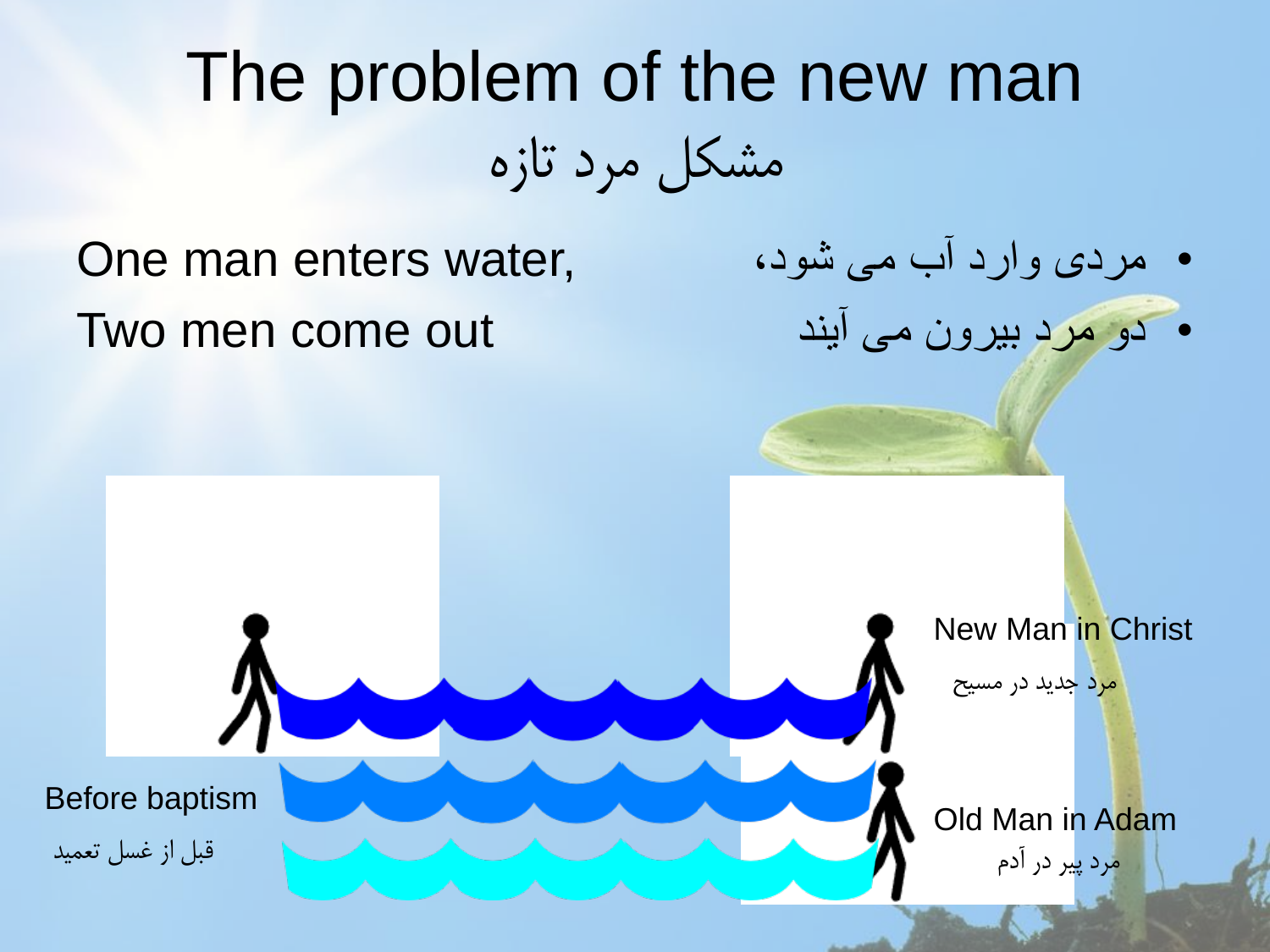# The problem of the new man

## مشکل مرد تازه

One man enters water,

Two men come out

- مردی وارد آب می شود،
- دو مرد بیرون می آیند

Before baptism

قبل از غسل تعمید

New Man in Christ

مرد جدید در مسیح

Old Man in Adam

مرد پیر در آدم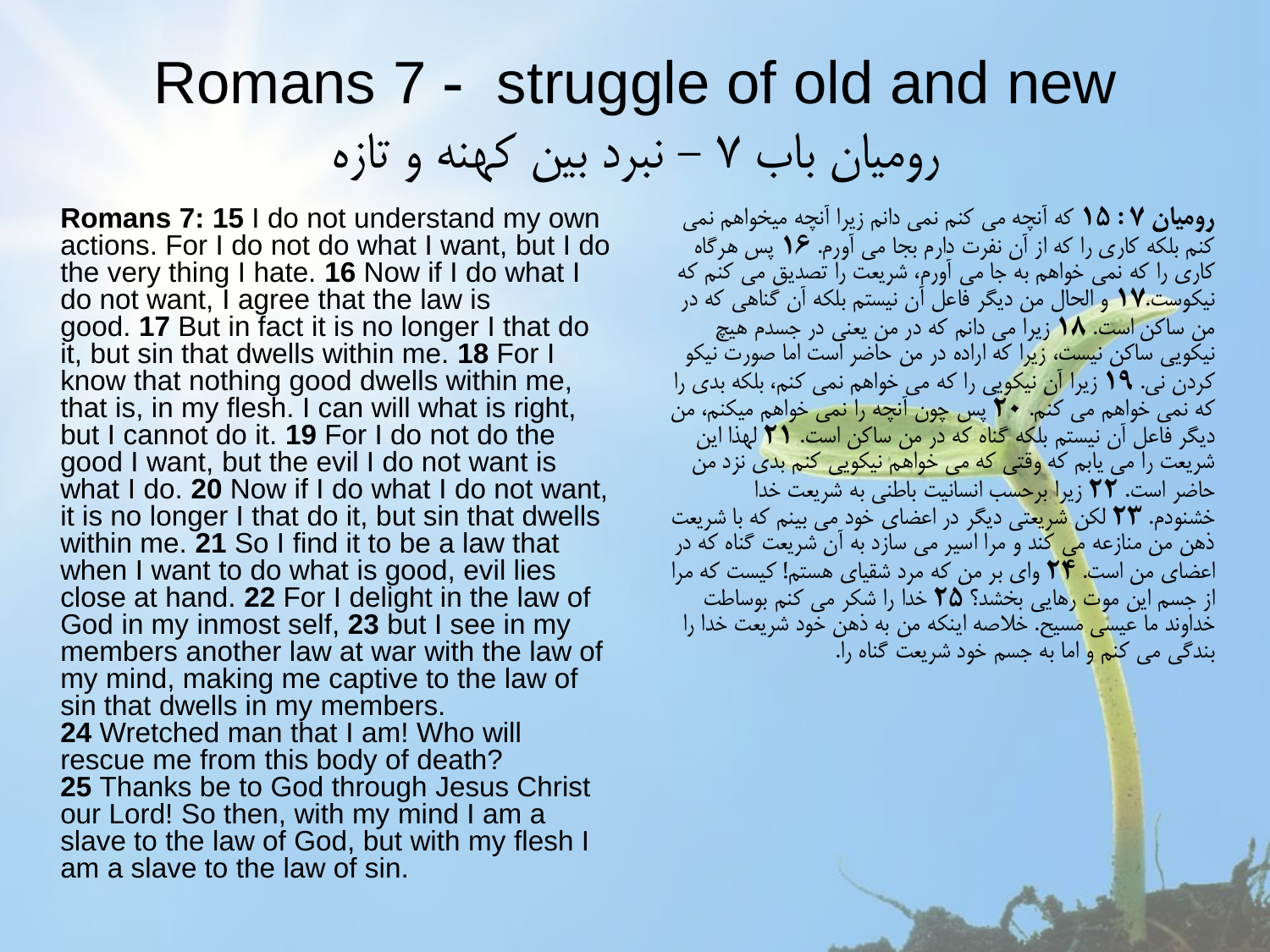# Romans 7 - struggle of old and new

## رومیان باب ۷ – نبرد بین کهنه و تازه

**Romans 7: 15** I do not understand my own actions. For I do not do what I want, but I do the very thing I hate. **16** Now if I do what I do not want, I agree that the law is good. **17** But in fact it is no longer I that do it, but sin that dwells within me. **18** For I know that nothing good dwells within me, that is, in my flesh. I can will what is right, but I cannot do it. **19** For I do not do the good I want, but the evil I do not want is what I do. **20** Now if I do what I do not want, it is no longer I that do it, but sin that dwells within me. **21** So I find it to be a law that when I want to do what is good, evil lies close at hand. **22** For I delight in the law of God in my inmost self, **23** but I see in my members another law at war with the law of my mind, making me captive to the law of sin that dwells in my members. **24** Wretched man that I am! Who will rescue me from this body of death? **25** Thanks be to God through Jesus Christ our Lord! So then, with my mind I am a slave to the law of God, but with my flesh I am a slave to the law of sin.

**رومیان ۷ : ۱۵** که آنچه می کنم نمی دانم زیرا آنچه میخواهم نمی کنم بلکه کاری را که از آن نفرت دارم بجا می آورم. **۱۶** پس هرگاه کاری را که نمی خواهم به جا می آورم، شریعت را تصدیق می کنم که نیکوست. **۱۷** و الحال من دیگر فاعل آن نیستم بلکه آن گناهی که در من ساکن است. **۱۸** زیرا می دانم که در من یعنی در جسدم هیچ نیکویی ساکن نیست، زیرا که اراده در من حاضر است اما صورت نیکو کردن نی. **۱۹** زیرا آن نیکویی را که می خواهم نمی کنم، بلکه بدی را که نمی خواهم می کنم. **۲۰** پس چون آنچه را نمی خواهم میکنم، من دیگر فاعل آن نیستم بلکه گناه که در من ساکن است. **۲۱** لهذا این شریعت را می یابم که وقتی که می خواهم نیکویی کنم بدی نزد من حاضر است. **۲۲** زیرا برحسب انسانیت باطنی به شریعت خدا خشنودم. **۲۳** لکن شریعتی دیگر در اعضای خود می بینم که با شریعت ذهن من منازعه می کند و مرا اسیر می سازد به آن شریعت گناه که در اعضای من است. **۲۴** وای بر من که مرد شقیای هستم! کیست که مرا از جسم این موت رهایی بخشد؟ **۲۵** خدا را شکر می کنم بوساطت خداوند ما عیسی مسیح. خلاصه اینکه من به ذهن خود شریعت خدا را بندگی می کنم و اما به جسم خود شریعت گناه را.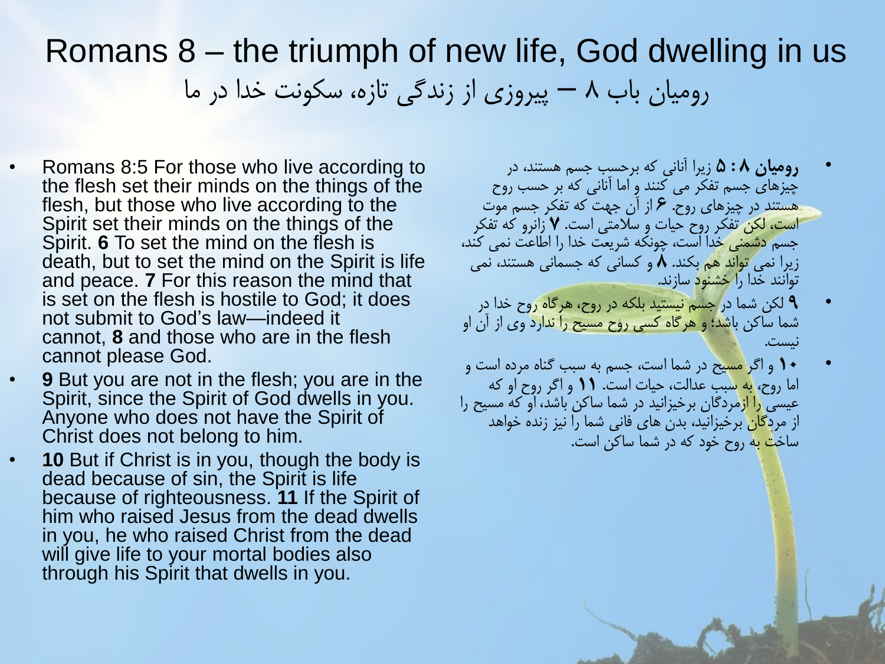# Romans 8 – the triumph of new life, God dwelling in us

## رومیان باب ۸ – پیروزی از زندگی تازه، سکونت خدا در ما

- Romans 8:5 For those who live according to the flesh set their minds on the things of the flesh, but those who live according to the Spirit set their minds on the things of the Spirit. **6** To set the mind on the flesh is death, but to set the mind on the Spirit is life and peace. **7** For this reason the mind that is set on the flesh is hostile to God; it does not submit to God's law—indeed it cannot, **8** and those who are in the flesh cannot please God.
- **9** But you are not in the flesh; you are in the Spirit, since the Spirit of God dwells in you. Anyone who does not have the Spirit of Christ does not belong to him.
- **10** But if Christ is in you, though the body is dead because of sin, the Spirit is life because of righteousness. **11** If the Spirit of him who raised Jesus from the dead dwells in you, he who raised Christ from the dead will give life to your mortal bodies also through his Spirit that dwells in you.

- **رومیان ۸ : ۵** زیرا آنانی که برحسب جسم هستند، در چیزهای جسم تفکر می کنند و اما آنانی که بر حسب روح هستند در چیزهای روح. **۶** از آن جهت که تفکر جسم موت است، لکن تفکر روح حیات و سلامتی است. **۷** زانرو که تفکر جسم دشمنی خدا است، چونکه شریعت خدا را اطاعت نمی کند، زیرا نمی تواند هم بکند. **۸** و کسانی که جسمانی هستند، نمی توانند خدا را خشنود سازند.
- **۹** لکن شما در جسم نیستید بلکه در روح، هرگاه روح خدا در شما ساکن باشد؛ و هرگاه کسی روح مسیح را ندارد وی از آن او نیست.
- **۱۰** و اگر مسیح در شما است، جسم به سبب گناه مرده است و اما روح، به سبب عدالت، حیات است. **۱۱** و اگر روح او که عیسی را ازمردگان برخیزانید در شما ساکن باشد، او که مسیح را از مردگان برخیزانید، بدن های فانی شما را نیز زنده خواهد ساخت به روح خود که در شما ساکن است.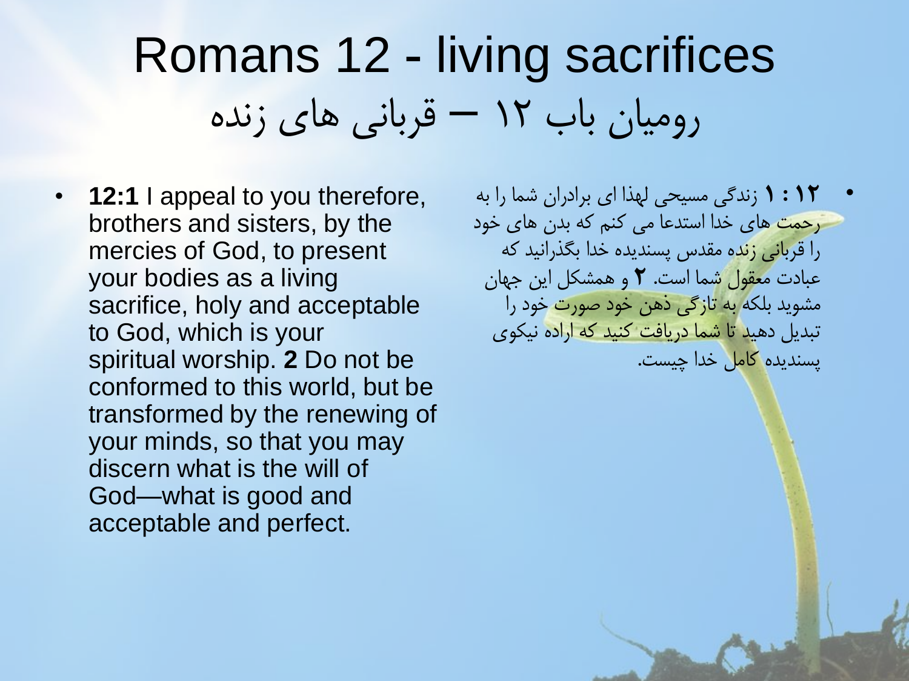# Romans 12 - living sacrifices

## رومیان باب ۱۲ — قربانی های زنده

- **12:1** I appeal to you therefore, brothers and sisters, by the mercies of God, to present your bodies as a living sacrifice, holy and acceptable to God, which is your spiritual worship. **2** Do not be conformed to this world, but be transformed by the renewing of your minds, so that you may discern what is the will of God—what is good and acceptable and perfect.

- **۱۲ : ۱** زندگی مسیحی لهذا ای برادران شما را به رحمت های خدا استدعا می کنم که بدن های خود را قربانی زنده مقدس پسندیده خدا بگذرانید که عبادت معقول شما است. **۲** و همشکل این جهان مشوید بلکه به تازگی ذهن خود صورت خود را تبدیل دهید تا شما دریافت کنید که اراده نیکوی پسندیده کامل خدا چیست.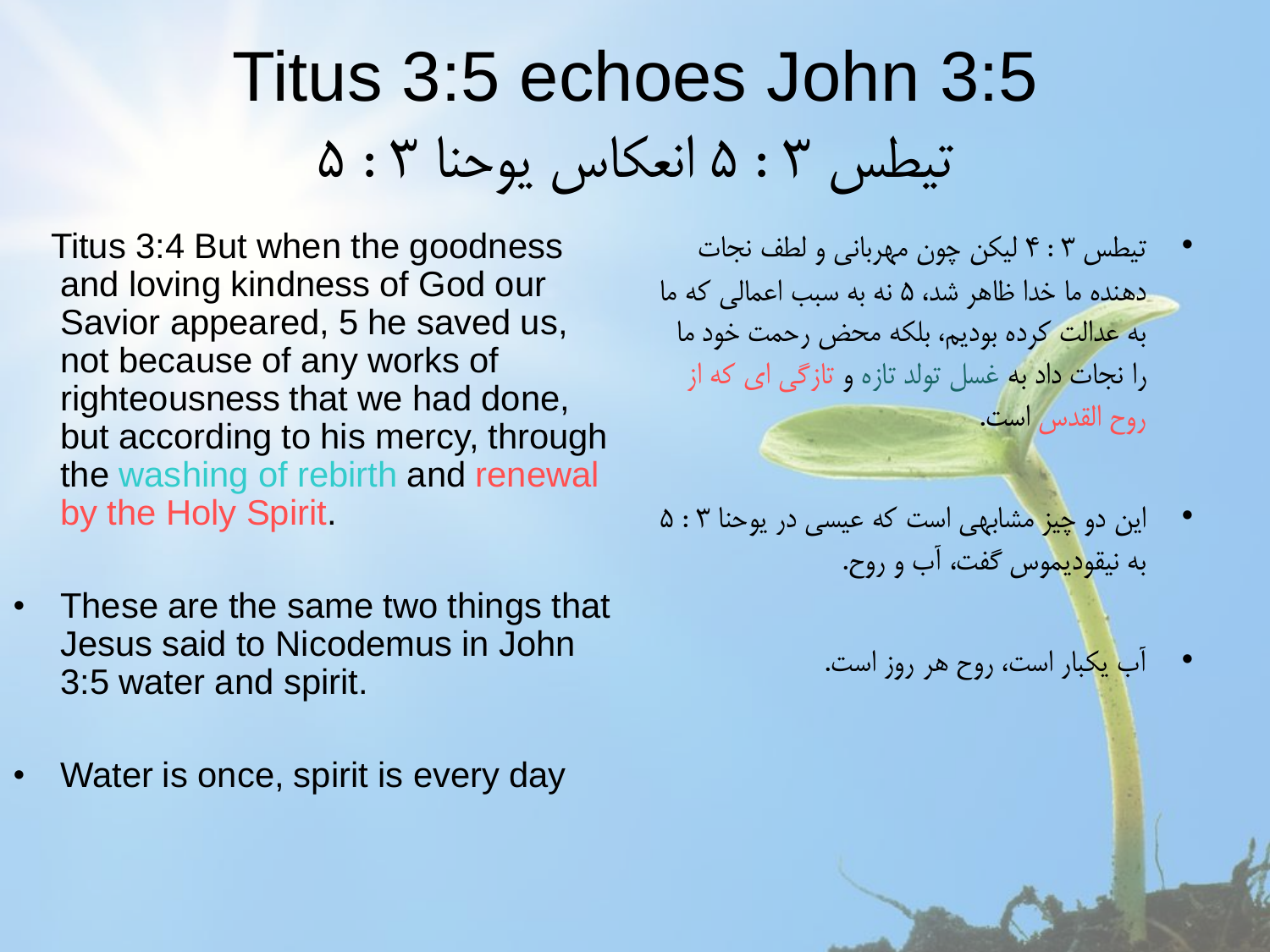# Titus 3:5 echoes John 3:5

# تیطس ۳ : ۵ انعکاس یوحنا ۳ : ۵

Titus 3:4 But when the goodness and loving kindness of God our Savior appeared, 5 he saved us, not because of any works of righteousness that we had done, but according to his mercy, through the washing of rebirth and renewal by the Holy Spirit.

- These are the same two things that Jesus said to Nicodemus in John 3:5 water and spirit.
- Water is once, spirit is every day

- تیطس ۳ : ۴ لیکن چون مهربانی و لطف نجات دهنده ما خدا ظاهر شد، ۵ نه به سبب اعمالی که ما به عدالت کرده بودیم، بلکه محض رحمت خود ما را نجات داد به غسل تولد تازه و تازگی ای که از روح القدس است.
- این دو چیز مشابهی است که عیسی در یوحنا ۳ : ۵ به نیقودیموس گفت، آب و روح.
- آب یکبار است، روح هر روز است.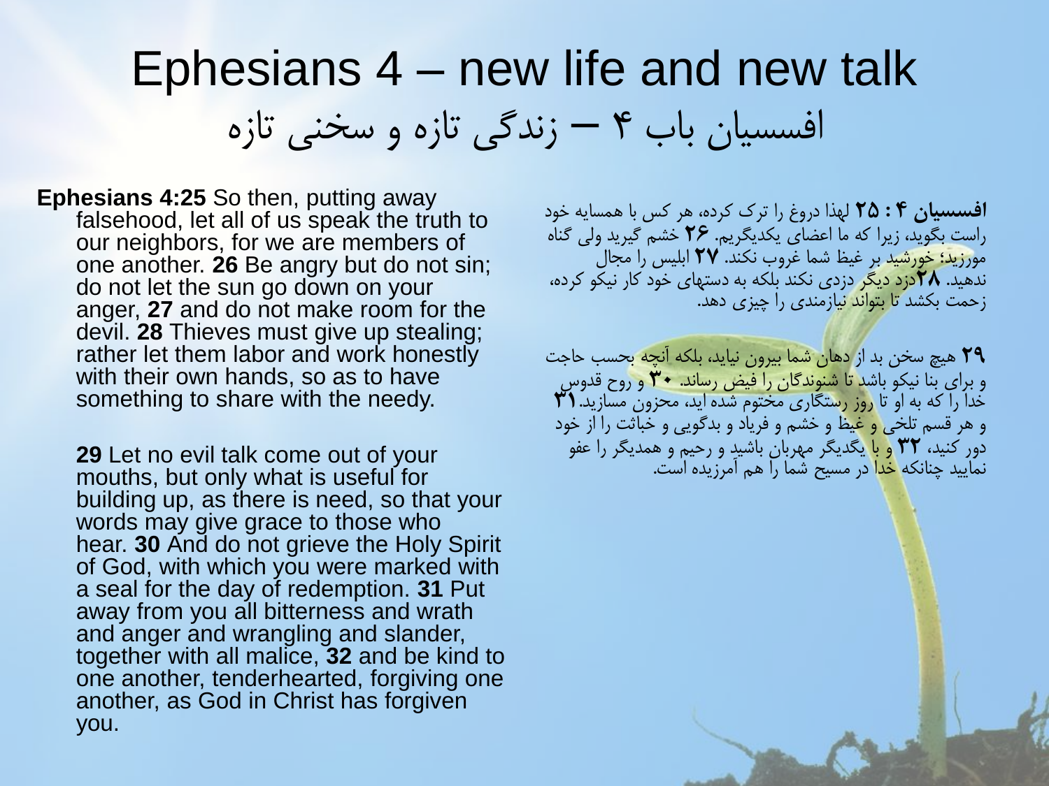# Ephesians 4 – new life and new talk

# افسسیان باب ۴ – زندگی تازه و سخنی تازه

**Ephesians 4:25** So then, putting away falsehood, let all of us speak the truth to our neighbors, for we are members of one another. **26** Be angry but do not sin; do not let the sun go down on your anger, **27** and do not make room for the devil. **28** Thieves must give up stealing; rather let them labor and work honestly with their own hands, so as to have something to share with the needy.

**29** Let no evil talk come out of your mouths, but only what is useful for building up, as there is need, so that your words may give grace to those who hear. **30** And do not grieve the Holy Spirit of God, with which you were marked with a seal for the day of redemption. **31** Put away from you all bitterness and wrath and anger and wrangling and slander, together with all malice, **32** and be kind to one another, tenderhearted, forgiving one another, as God in Christ has forgiven you.

**افسسیان ۴ : ۲۵** لهذا دروغ را ترک کرده، هر کس با همسایه خود راست بگوید، زیرا که ما اعضای یکدیگریم. **۲۶** خشم گیرید ولی گناه مورزید؛ خورشید بر غیظ شما غروب نکند. **۲۷** ابلیس را مجال ندهید. **۲۸** دزد دیگر دزدی نکند بلکه به دستهای خود کار نیکو کرده، زحمت بکشد تا بتواند نیازمندی را چیزی دهد.

**۲۹** هیچ سخن بد از دهان شما بیرون نیاید، بلکه آنچه بحسب حاجت و برای بنا نیکو باشد تا شنوندگان را فیض رساند. **۳۰** و روح قدوس خدا را که به او تا روز رستگاری مختوم شده اید، محزون مسازید. **۳۱** و هر قسم تلخی و غیظ و خشم و فریاد و بدگویی و خباثت را از خود دور کنید، **۳۲** و با یکدیگر مهربان باشید و رحیم و همدیگر را عفو نمایید چنانکه خدا در مسیح شما را هم آمرزیده است.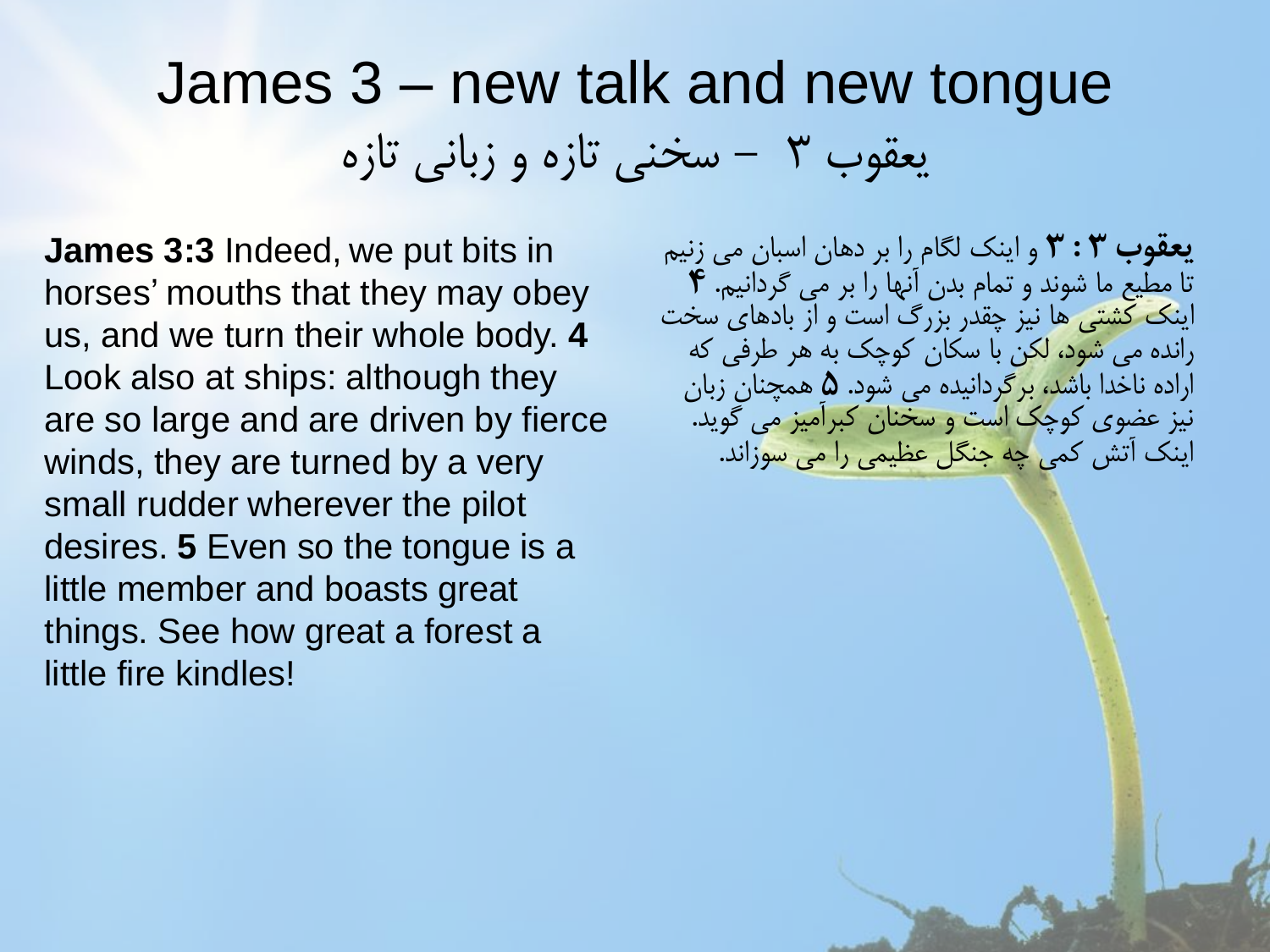# James 3 – new talk and new tongue

## یعقوب ۳ – سخنی تازه و زبانی تازه

**James 3:3** Indeed, we put bits in horses' mouths that they may obey us, and we turn their whole body. **4** Look also at ships: although they are so large and are driven by fierce winds, they are turned by a very small rudder wherever the pilot desires. **5** Even so the tongue is a little member and boasts great things. See how great a forest a little fire kindles!

**یعقوب ۳ : ۳** و اینک لگام را بر دهان اسبان می زنیم تا مطیع ما شوند و تمام بدن آنها را بر می گردانیم. **۴** اینک کشتی ها نیز چقدر بزرگ است و از بادهای سخت رانده می شود، لکن با سکان کوچک به هر طرفی که اراده ناخدا باشد، برگردانیده می شود. **۵** همچنان زبان نیز عضوی کوچک است و سخنان کبرآمیز می گوید. اینک آتش کمی چه جنگل عظیمی را می سوزاند.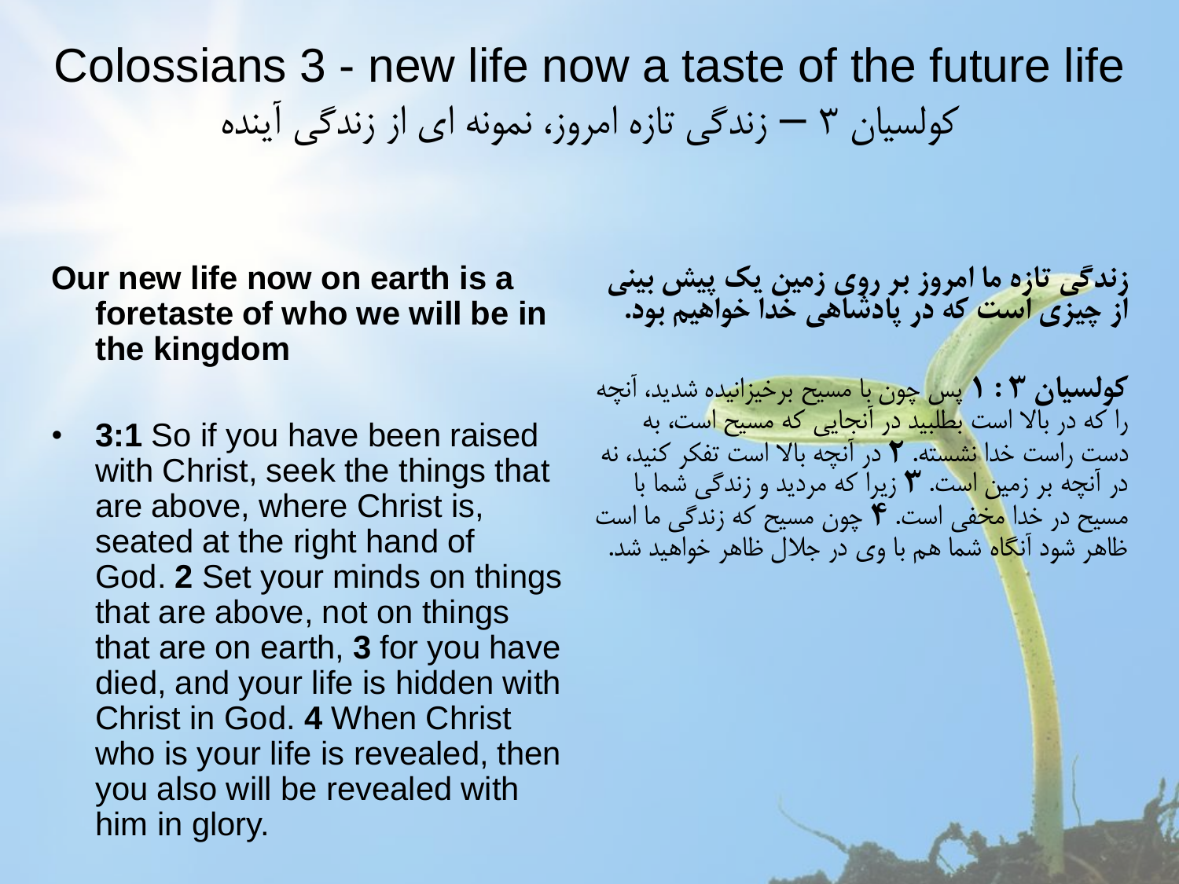# Colossians 3 - new life now a taste of the future life

## کولسیان ۳ – زندگی تازه امروز، نمونه ای از زندگی آینده

**Our new life now on earth is a foretaste of who we will be in the kingdom**

- **3:1** So if you have been raised with Christ, seek the things that are above, where Christ is, seated at the right hand of God. **2** Set your minds on things that are above, not on things that are on earth, **3** for you have died, and your life is hidden with Christ in God. **4** When Christ who is your life is revealed, then you also will be revealed with him in glory.

**زندگی تازه ما امروز بر روی زمین یک پیش بینی از چیزی است که در پادشاهی خدا خواهیم بود.**

**کولسیان ۳ : ۱** پس چون با مسیح برخیزانیده شدید، آنچه را که در بالا است بطلبید در آنجایی که مسیح است، به دست راست خدا نشسته. **۲** در آنچه بالا است تفکر کنید، نه در آنچه بر زمین است. **۳** زیرا که مردید و زندگی شما با مسیح در خدا مخفی است. **۴** چون مسیح که زندگی ما است ظاهر شود آنگاه شما هم با وی در جلال ظاهر خواهید شد.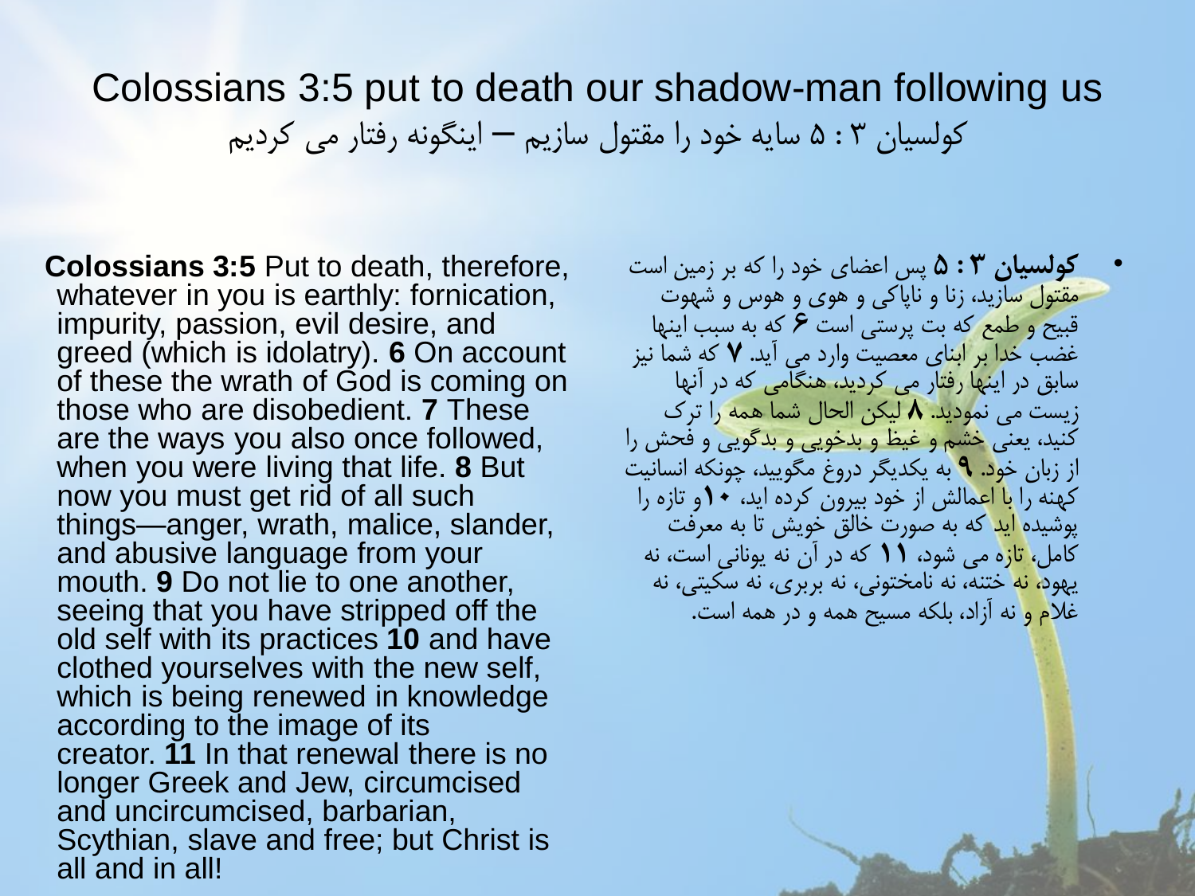# Colossians 3:5 put to death our shadow-man following us

## کولسیان ۳ : ۵ سایه خود را مقتول سازیم – اینگونه رفتار می کردیم

**Colossians 3:5** Put to death, therefore, whatever in you is earthly: fornication, impurity, passion, evil desire, and greed (which is idolatry). **6** On account of these the wrath of God is coming on those who are disobedient. **7** These are the ways you also once followed, when you were living that life. **8** But now you must get rid of all such things—anger, wrath, malice, slander, and abusive language from your mouth. **9** Do not lie to one another, seeing that you have stripped off the old self with its practices **10** and have clothed yourselves with the new self, which is being renewed in knowledge according to the image of its creator. **11** In that renewal there is no longer Greek and Jew, circumcised and uncircumcised, barbarian, Scythian, slave and free; but Christ is all and in all!

- **کولسیان ۳ : ۵** پس اعضای خود را که بر زمین است مقتول سازید، زنا و ناپاکی و هوی و هوس و شهوت قبیح و طمع که بت پرستی است **۶** که به سبب اینها غضب خدا بر ابنای معصیت وارد می آید. **۷** که شما نیز سابق در اینها رفتار می کردید، هنگامی که در آنها زیست می نمودید. **۸** لیکن الحال شما همه را ترک کنید، یعنی خشم و غیظ و بدخویی و بدگویی و فحش را از زبان خود. **۹** به یکدیگر دروغ مگویید، چونکه انسانیت کهنه را با اعمالش از خود بیرون کرده اید، **۱۰**و تازه را پوشیده اید که به صورت خالق خویش تا به معرفت کامل، تازه می شود، **۱۱** که در آن نه یونانی است، نه یهود، نه ختنه، نه نامختونی، نه بربری، نه سکیتی، نه غلام و نه آزاد، بلکه مسیح همه و در همه است.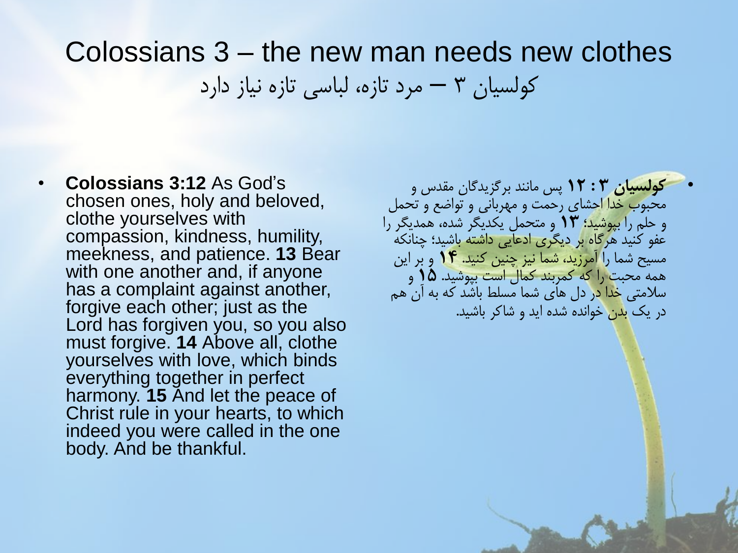# Colossians 3 – the new man needs new clothes

# کولسیان ۳ – مرد تازه، لباسی تازه نیاز دارد

- **Colossians 3:12** As God's chosen ones, holy and beloved, clothe yourselves with compassion, kindness, humility, meekness, and patience. **13** Bear with one another and, if anyone has a complaint against another, forgive each other; just as the Lord has forgiven you, so you also must forgive. **14** Above all, clothe yourselves with love, which binds everything together in perfect harmony. **15** And let the peace of Christ rule in your hearts, to which indeed you were called in the one body. And be thankful.

- **کولسیان ۳ : ۱۲** پس مانند برگزیدگان مقدس و محبوب خدا احشای رحمت و مهربانی و تواضع و تحمل و حلم را بپوشید؛ **۱۳** و متحمل یکدیگر شده، همدیگر را عفو کنید هرگاه بر دیگری ادعایی داشته باشید؛ چنانکه مسیح شما را آمرزید، شما نیز چنین کنید. **۱۴** و بر این همه محبت را که کمربند کمال است بپوشید. **۱۵** و سلامتی خدا در دل های شما مسلط باشد که به آن هم در یک بدن خوانده شده اید و شاکر باشید.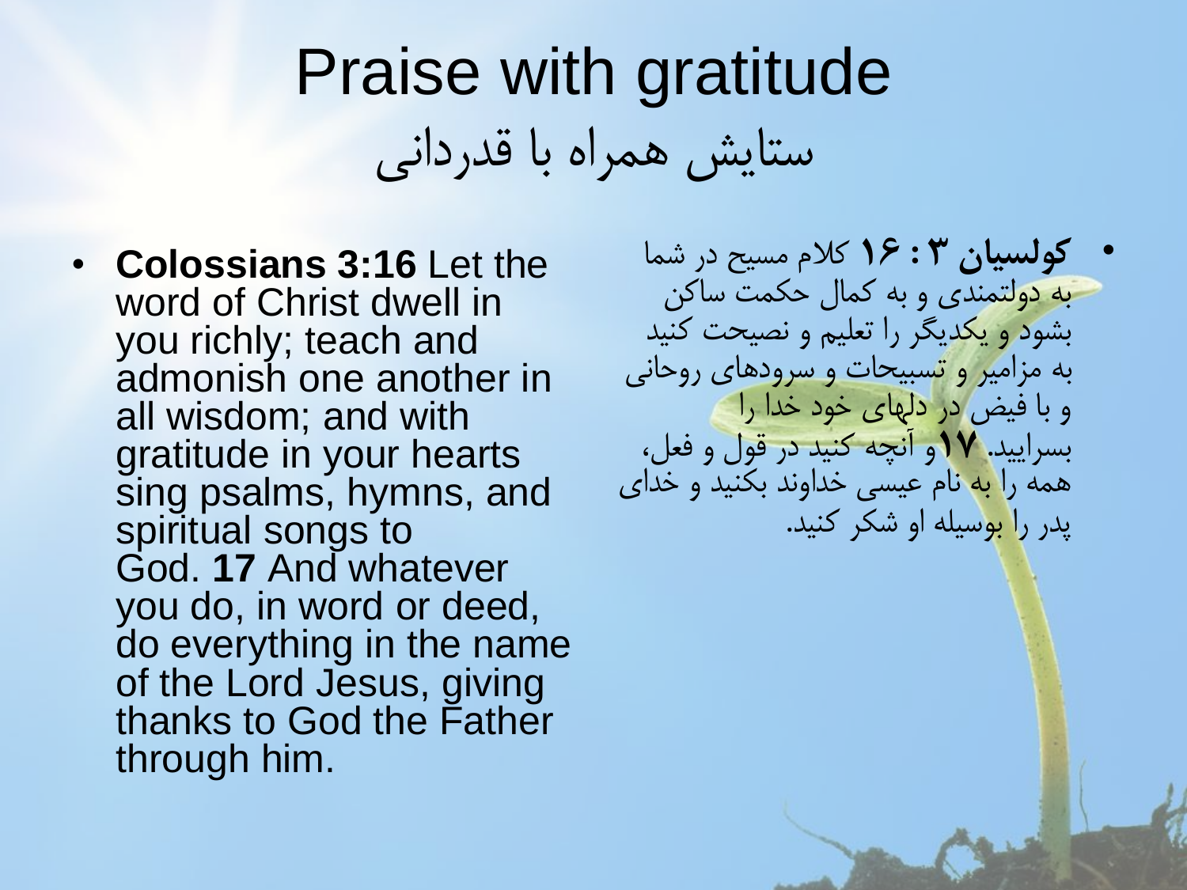# Praise with gratitude

# ستایش همراه با قدردانی

- **Colossians 3:16** Let the word of Christ dwell in you richly; teach and admonish one another in all wisdom; and with gratitude in your hearts sing psalms, hymns, and spiritual songs to God. **17** And whatever you do, in word or deed, do everything in the name of the Lord Jesus, giving thanks to God the Father through him.

- **کولسیان ۳ : ۱۶** کلام مسیح در شما به دولتمندی و به کمال حکمت ساکن بشود و یکدیگر را تعلیم و نصیحت کنید به مزامیر و تسبیحات و سرودهای روحانی و با فیض در دلهای خود خدا را بسرایید. **۱۷** و آنچه کنید در قول و فعل، همه را به نام عیسی خداوند بکنید و خدای پدر را بوسیله او شکر کنید.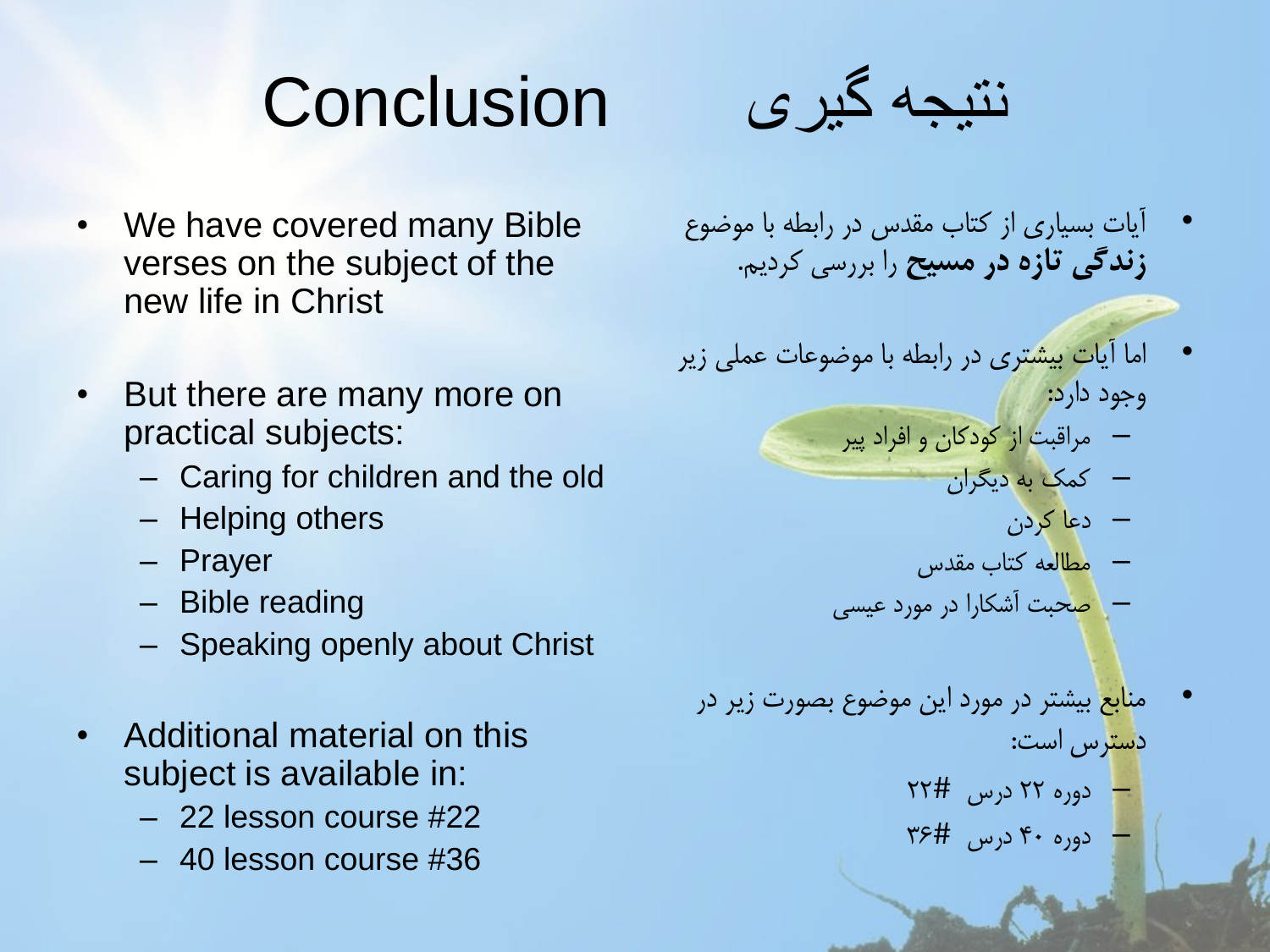# Conclusion

# نتیجه گیری

- We have covered many Bible verses on the subject of the new life in Christ
- But there are many more on practical subjects:
  - Caring for children and the old
  - Helping others
  - Prayer
  - Bible reading
  - Speaking openly about Christ
- Additional material on this subject is available in:
  - 22 lesson course #22
  - 40 lesson course #36

- آیات بسیاری از کتاب مقدس در رابطه با موضوع **زندگی تازه در مسیح** را بررسی کردیم.
- اما آیات بیشتری در رابطه با موضوعات عملی زیر وجود دارد:
  - مراقبت از کودکان و افراد پیر
  - کمک به دیگران
  - دعا کردن
  - مطالعه کتاب مقدس
  - صحبت آشکارا در مورد عیسی
- منابع بیشتر در مورد این موضوع بصورت زیر در دسترس است:
  - دوره ۲۲ درس #۲۲
  - دوره ۴۰ درس #۳۶